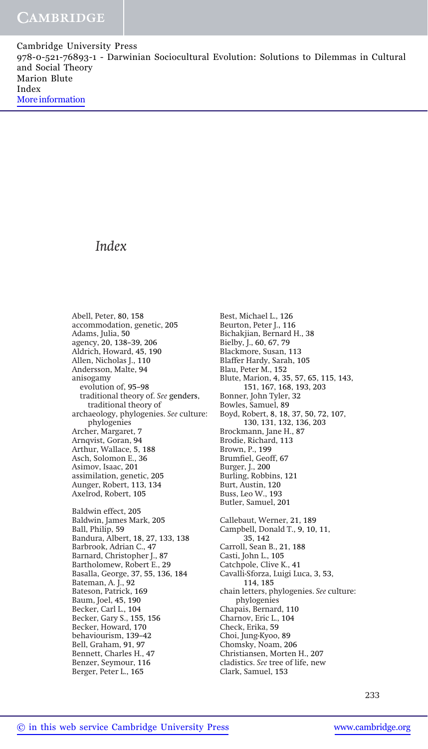# Index

Abell, Peter, 80, 158
accommodation, genetic, 205
Adams, Julia, 50
agency, 20, 138–39, 206
Aldrich, Howard, 45, 190
Allen, Nicholas J., 110
Andersson, Malte, 94
anisogamy
  evolution of, 95–98
  traditional theory of. *See* genders, traditional theory of
archaeology, phylogenies. *See* culture: phylogenies
Archer, Margaret, 7
Arnqvist, Goran, 94
Arthur, Wallace, 5, 188
Asch, Solomon E., 36
Asimov, Isaac, 201
assimilation, genetic, 205
Aunger, Robert, 113, 134
Axelrod, Robert, 105

Baldwin effect, 205
Baldwin, James Mark, 205
Ball, Philip, 59
Bandura, Albert, 18, 27, 133, 138
Barbrook, Adrian C., 47
Barnard, Christopher J., 87
Bartholomew, Robert E., 29
Basalla, George, 37, 55, 136, 184
Bateman, A. J., 92
Bateson, Patrick, 169
Baum, Joel, 45, 190
Becker, Carl L., 104
Becker, Gary S., 155, 156
Becker, Howard, 170
behaviourism, 139–42
Bell, Graham, 91, 97
Bennett, Charles H., 47
Benzer, Seymour, 116
Berger, Peter L., 165
Best, Michael L., 126
Beurton, Peter J., 116
Bichakjian, Bernard H., 38
Bielby, J., 60, 67, 79
Blackmore, Susan, 113
Blaffer Hardy, Sarah, 105
Blau, Peter M., 152
Blute, Marion, 4, 35, 57, 65, 115, 143, 151, 167, 168, 193, 203
Bonner, John Tyler, 32
Bowles, Samuel, 89
Boyd, Robert, 8, 18, 37, 50, 72, 107, 130, 131, 132, 136, 203
Brockmann, Jane H., 87
Brodie, Richard, 113
Brown, P., 199
Brumfiel, Geoff, 67
Burger, J., 200
Burling, Robbins, 121
Burt, Austin, 120
Buss, Leo W., 193
Butler, Samuel, 201

Callebaut, Werner, 21, 189
Campbell, Donald T., 9, 10, 11, 35, 142
Carroll, Sean B., 21, 188
Casti, John L., 105
Catchpole, Clive K., 41
Cavalli-Sforza, Luigi Luca, 3, 53, 114, 185
chain letters, phylogenies. *See* culture: phylogenies
Chapais, Bernard, 110
Charnov, Eric L., 104
Check, Erika, 59
Choi, Jung-Kyoo, 89
Chomsky, Noam, 206
Christiansen, Morten H., 207
cladistics. *See* tree of life, new
Clark, Samuel, 153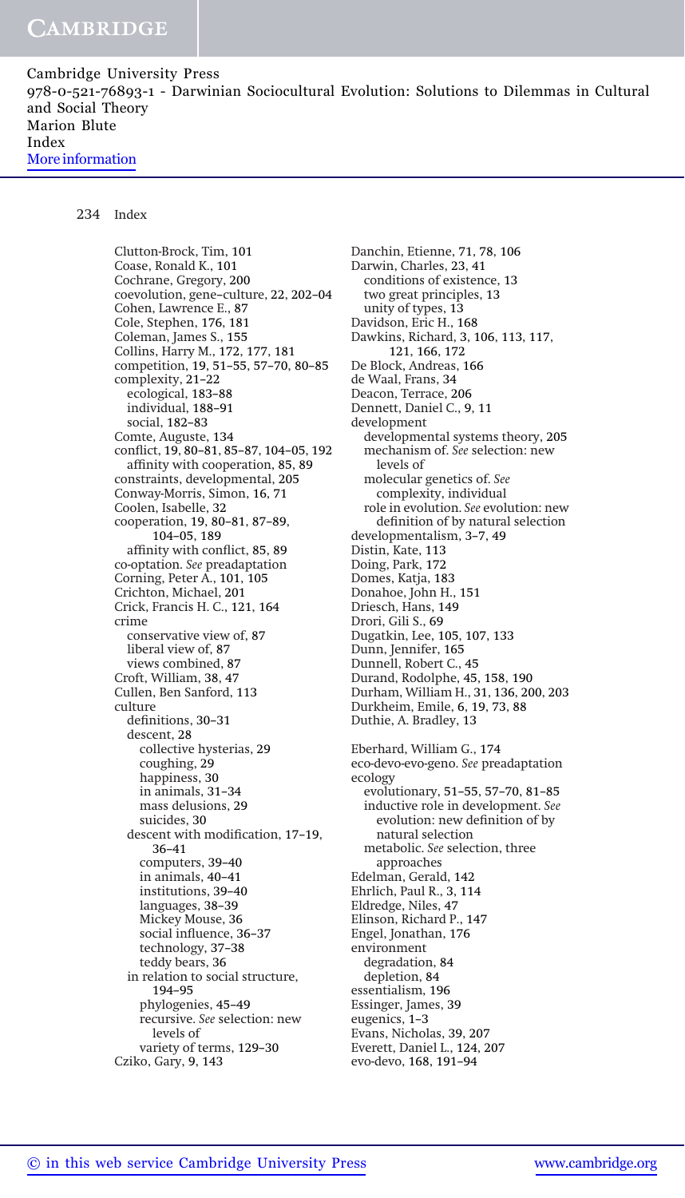Cambridge University Press
978-0-521-76893-1 - Darwinian Sociocultural Evolution: Solutions to Dilemmas in Cultural and Social Theory
Marion Blute
Index
More information

Clutton-Brock, Tim, 101
Coase, Ronald K., 101
Cochrane, Gregory, 200
coevolution, gene–culture, 22, 202–04
Cohen, Lawrence E., 87
Cole, Stephen, 176, 181
Coleman, James S., 155
Collins, Harry M., 172, 177, 181
competition, 19, 51–55, 57–70, 80–85
complexity, 21–22
  ecological, 183–88
  individual, 188–91
  social, 182–83
Comte, Auguste, 134
conflict, 19, 80–81, 85–87, 104–05, 192
  affinity with cooperation, 85, 89
constraints, developmental, 205
Conway-Morris, Simon, 16, 71
Coolen, Isabelle, 32
cooperation, 19, 80–81, 87–89, 104–05, 189
  affinity with conflict, 85, 89
co-optation. *See* preadaptation
Corning, Peter A., 101, 105
Crichton, Michael, 201
Crick, Francis H. C., 121, 164
crime
  conservative view of, 87
  liberal view of, 87
  views combined, 87
Croft, William, 38, 47
Cullen, Ben Sanford, 113
culture
  definitions, 30–31
  descent, 28
    collective hysterias, 29
    coughing, 29
    happiness, 30
    in animals, 31–34
    mass delusions, 29
    suicides, 30
  descent with modification, 17–19, 36–41
    computers, 39–40
    in animals, 40–41
    institutions, 39–40
    languages, 38–39
    Mickey Mouse, 36
    social influence, 36–37
    technology, 37–38
    teddy bears, 36
  in relation to social structure, 194–95
  phylogenies, 45–49
  recursive. *See* selection: new levels of
  variety of terms, 129–30
Cziko, Gary, 9, 143

Danchin, Etienne, 71, 78, 106
Darwin, Charles, 23, 41
  conditions of existence, 13
  two great principles, 13
  unity of types, 13
Davidson, Eric H., 168
Dawkins, Richard, 3, 106, 113, 117, 121, 166, 172
De Block, Andreas, 166
de Waal, Frans, 34
Deacon, Terrace, 206
Dennett, Daniel C., 9, 11
development
  developmental systems theory, 205
  mechanism of. *See* selection: new levels of
  molecular genetics of. *See* complexity, individual
  role in evolution. *See* evolution: new definition of by natural selection
developmentalism, 3–7, 49
Distin, Kate, 113
Doing, Park, 172
Domes, Katja, 183
Donahoe, John H., 151
Driesch, Hans, 149
Drori, Gili S., 69
Dugatkin, Lee, 105, 107, 133
Dunn, Jennifer, 165
Dunnell, Robert C., 45
Durand, Rodolphe, 45, 158, 190
Durham, William H., 31, 136, 200, 203
Durkheim, Emile, 6, 19, 73, 88
Duthie, A. Bradley, 13

Eberhard, William G., 174
eco-devo-evo-geno. *See* preadaptation
ecology
  evolutionary, 51–55, 57–70, 81–85
  inductive role in development. *See* evolution: new definition of by natural selection
  metabolic. *See* selection, three approaches
Edelman, Gerald, 142
Ehrlich, Paul R., 3, 114
Eldredge, Niles, 47
Elinson, Richard P., 147
Engel, Jonathan, 176
environment
  degradation, 84
  depletion, 84
essentialism, 196
Essinger, James, 39
eugenics, 1–3
Evans, Nicholas, 39, 207
Everett, Daniel L., 124, 207
evo-devo, 168, 191–94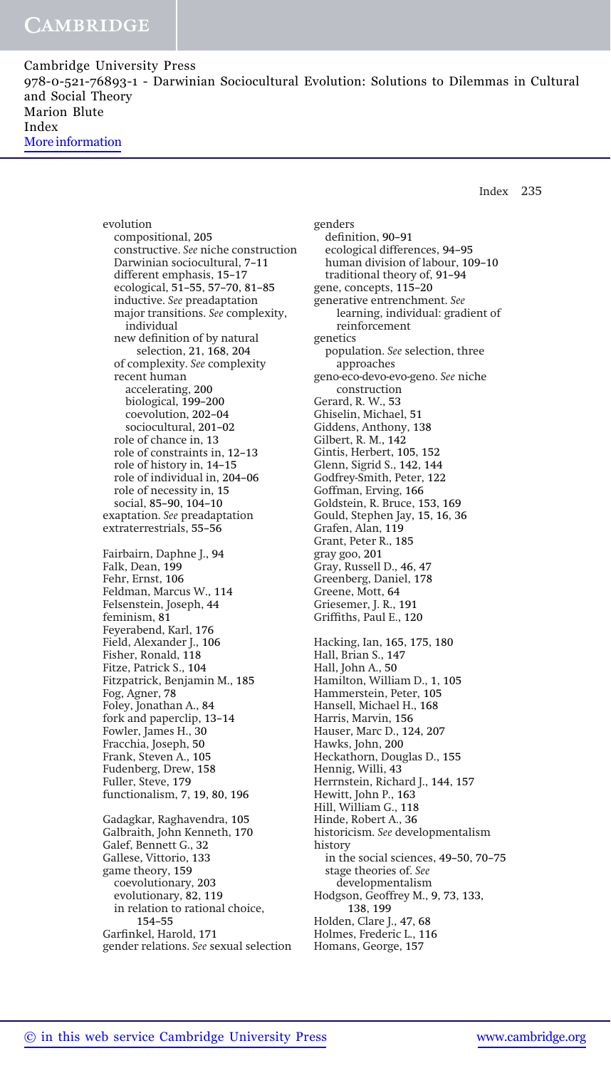evolution
- compositional, 205
- constructive. *See* niche construction
- Darwinian sociocultural, 7–11
- different emphasis, 15–17
- ecological, 51–55, 57–70, 81–85
- inductive. *See* preadaptation
- major transitions. *See* complexity, individual
- new definition of by natural selection, 21, 168, 204
- of complexity. *See* complexity
- recent human
  - accelerating, 200
  - biological, 199–200
  - coevolution, 202–04
  - sociocultural, 201–02
- role of chance in, 13
- role of constraints in, 12–13
- role of history in, 14–15
- role of individual in, 204–06
- role of necessity in, 15
- social, 85–90, 104–10

exaptation. *See* preadaptation
extraterrestrials, 55–56

Fairbairn, Daphne J., 94
Falk, Dean, 199
Fehr, Ernst, 106
Feldman, Marcus W., 114
Felsenstein, Joseph, 44
feminism, 81
Feyerabend, Karl, 176
Field, Alexander J., 106
Fisher, Ronald, 118
Fitze, Patrick S., 104
Fitzpatrick, Benjamin M., 185
Fog, Agner, 78
Foley, Jonathan A., 84
fork and paperclip, 13–14
Fowler, James H., 30
Fracchia, Joseph, 50
Frank, Steven A., 105
Fudenberg, Drew, 158
Fuller, Steve, 179
functionalism, 7, 19, 80, 196

Gadagkar, Raghavendra, 105
Galbraith, John Kenneth, 170
Galef, Bennett G., 32
Gallese, Vittorio, 133
game theory, 159
- coevolutionary, 203
- evolutionary, 82, 119
- in relation to rational choice, 154–55

Garfinkel, Harold, 171
gender relations. *See* sexual selection
genders
- definition, 90–91
- ecological differences, 94–95
- human division of labour, 109–10
- traditional theory of, 91–94

gene, concepts, 115–20
generative entrenchment. *See* learning, individual: gradient of reinforcement
genetics
- population. *See* selection, three approaches

geno-eco-devo-evo-geno. *See* niche construction
Gerard, R. W., 53
Ghiselin, Michael, 51
Giddens, Anthony, 138
Gilbert, R. M., 142
Gintis, Herbert, 105, 152
Glenn, Sigrid S., 142, 144
Godfrey-Smith, Peter, 122
Goffman, Erving, 166
Goldstein, R. Bruce, 153, 169
Gould, Stephen Jay, 15, 16, 36
Grafen, Alan, 119
Grant, Peter R., 185
gray goo, 201
Gray, Russell D., 46, 47
Greenberg, Daniel, 178
Greene, Mott, 64
Griesemer, J. R., 191
Griffiths, Paul E., 120

Hacking, Ian, 165, 175, 180
Hall, Brian S., 147
Hall, John A., 50
Hamilton, William D., 1, 105
Hammerstein, Peter, 105
Hansell, Michael H., 168
Harris, Marvin, 156
Hauser, Marc D., 124, 207
Hawks, John, 200
Heckathorn, Douglas D., 155
Hennig, Willi, 43
Herrnstein, Richard J., 144, 157
Hewitt, John P., 163
Hill, William G., 118
Hinde, Robert A., 36
historicism. *See* developmentalism
history
- in the social sciences, 49–50, 70–75
- stage theories of. *See* developmentalism

Hodgson, Geoffrey M., 9, 73, 133, 138, 199
Holden, Clare J., 47, 68
Holmes, Frederic L., 116
Homans, George, 157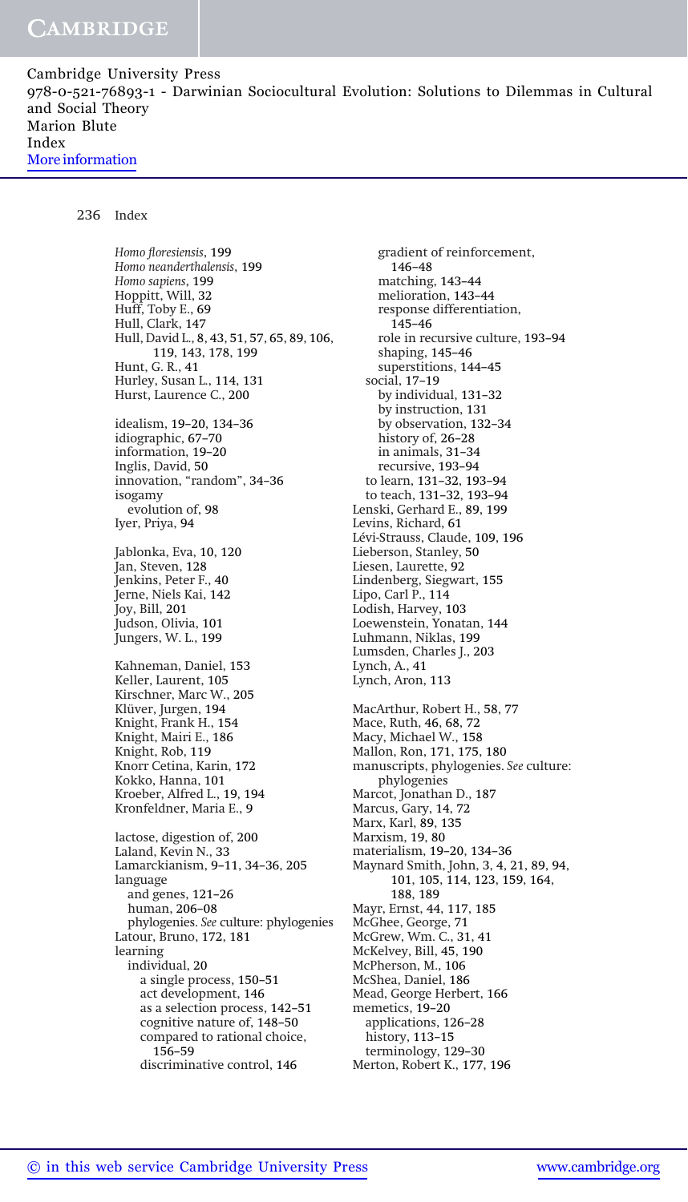*Homo floresiensis*, 199
*Homo neanderthalensis*, 199
*Homo sapiens*, 199
Hoppitt, Will, 32
Huff, Toby E., 69
Hull, Clark, 147
Hull, David L., 8, 43, 51, 57, 65, 89, 106, 119, 143, 178, 199
Hunt, G. R., 41
Hurley, Susan L., 114, 131
Hurst, Laurence C., 200

idealism, 19–20, 134–36
idiographic, 67–70
information, 19–20
Inglis, David, 50
innovation, "random", 34–36
isogamy
  evolution of, 98
Iyer, Priya, 94

Jablonka, Eva, 10, 120
Jan, Steven, 128
Jenkins, Peter F., 40
Jerne, Niels Kai, 142
Joy, Bill, 201
Judson, Olivia, 101
Jungers, W. L., 199

Kahneman, Daniel, 153
Keller, Laurent, 105
Kirschner, Marc W., 205
Klüver, Jurgen, 194
Knight, Frank H., 154
Knight, Mairi E., 186
Knight, Rob, 119
Knorr Cetina, Karin, 172
Kokko, Hanna, 101
Kroeber, Alfred L., 19, 194
Kronfeldner, Maria E., 9

lactose, digestion of, 200
Laland, Kevin N., 33
Lamarckianism, 9–11, 34–36, 205
language
  and genes, 121–26
  human, 206–08
  phylogenies. *See* culture: phylogenies
Latour, Bruno, 172, 181
learning
  individual, 20
    a single process, 150–51
    act development, 146
    as a selection process, 142–51
    cognitive nature of, 148–50
    compared to rational choice, 156–59
    discriminative control, 146
    gradient of reinforcement, 146–48
    matching, 143–44
    melioration, 143–44
    response differentiation, 145–46
    role in recursive culture, 193–94
    shaping, 145–46
    superstitions, 144–45
  social, 17–19
    by individual, 131–32
    by instruction, 131
    by observation, 132–34
    history of, 26–28
    in animals, 31–34
    recursive, 193–94
  to learn, 131–32, 193–94
  to teach, 131–32, 193–94
Lenski, Gerhard E., 89, 199
Levins, Richard, 61
Lévi-Strauss, Claude, 109, 196
Lieberson, Stanley, 50
Liesen, Laurette, 92
Lindenberg, Siegwart, 155
Lipo, Carl P., 114
Lodish, Harvey, 103
Loewenstein, Yonatan, 144
Luhmann, Niklas, 199
Lumsden, Charles J., 203
Lynch, A., 41
Lynch, Aron, 113

MacArthur, Robert H., 58, 77
Mace, Ruth, 46, 68, 72
Macy, Michael W., 158
Mallon, Ron, 171, 175, 180
manuscripts, phylogenies. *See* culture: phylogenies
Marcot, Jonathan D., 187
Marcus, Gary, 14, 72
Marx, Karl, 89, 135
Marxism, 19, 80
materialism, 19–20, 134–36
Maynard Smith, John, 3, 4, 21, 89, 94, 101, 105, 114, 123, 159, 164, 188, 189
Mayr, Ernst, 44, 117, 185
McGhee, George, 71
McGrew, Wm. C., 31, 41
McKelvey, Bill, 45, 190
McPherson, M., 106
McShea, Daniel, 186
Mead, George Herbert, 166
memetics, 19–20
  applications, 126–28
  history, 113–15
  terminology, 129–30
Merton, Robert K., 177, 196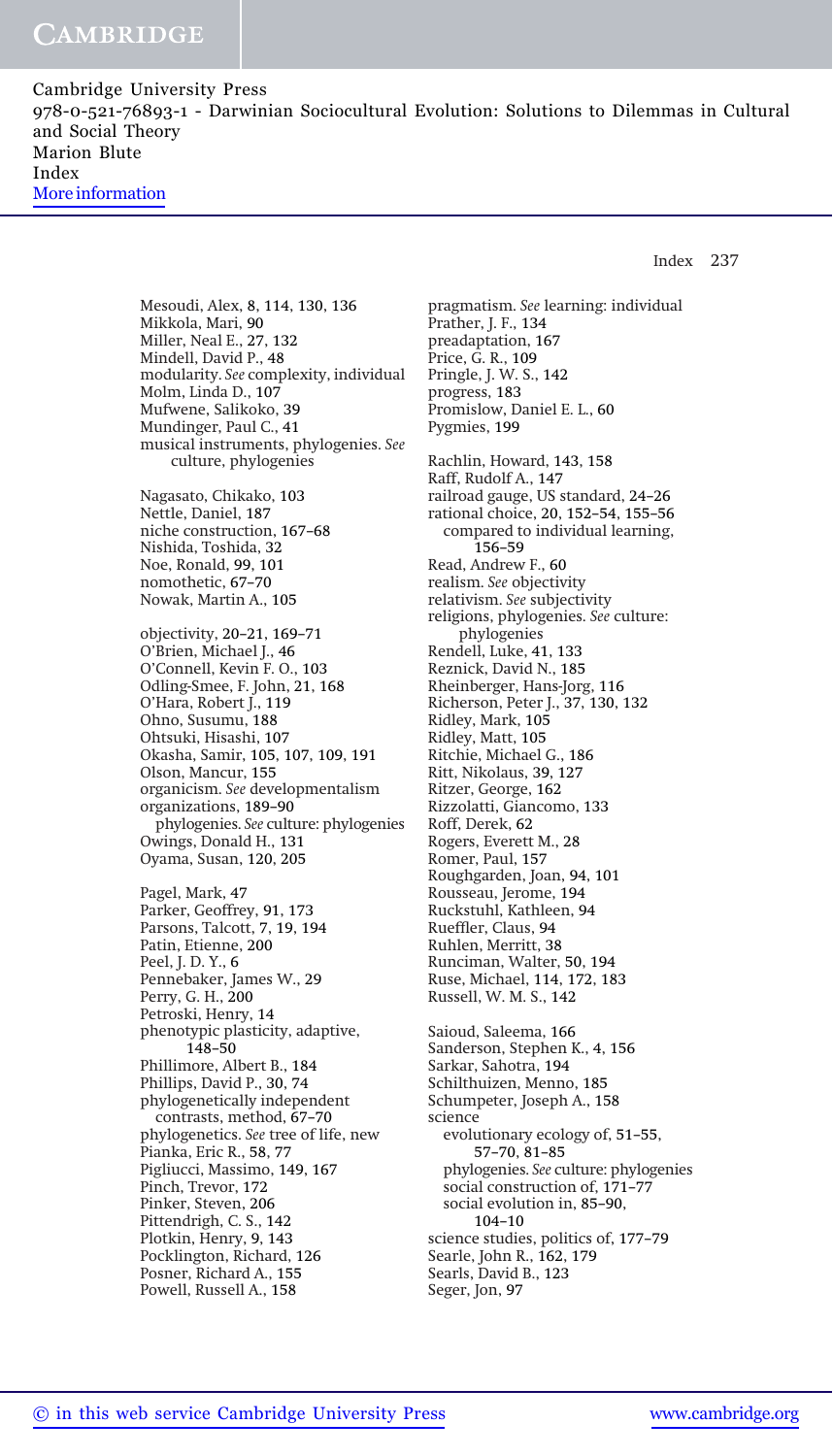Mesoudi, Alex, 8, 114, 130, 136
Mikkola, Mari, 90
Miller, Neal E., 27, 132
Mindell, David P., 48
modularity. *See* complexity, individual
Molm, Linda D., 107
Mufwene, Salikoko, 39
Mundinger, Paul C., 41
musical instruments, phylogenies. *See* culture, phylogenies

Nagasato, Chikako, 103
Nettle, Daniel, 187
niche construction, 167–68
Nishida, Toshida, 32
Noe, Ronald, 99, 101
nomothetic, 67–70
Nowak, Martin A., 105

objectivity, 20–21, 169–71
O'Brien, Michael J., 46
O'Connell, Kevin F. O., 103
Odling-Smee, F. John, 21, 168
O'Hara, Robert J., 119
Ohno, Susumu, 188
Ohtsuki, Hisashi, 107
Okasha, Samir, 105, 107, 109, 191
Olson, Mancur, 155
organicism. *See* developmentalism
organizations, 189–90
  phylogenies. *See* culture: phylogenies
Owings, Donald H., 131
Oyama, Susan, 120, 205

Pagel, Mark, 47
Parker, Geoffrey, 91, 173
Parsons, Talcott, 7, 19, 194
Patin, Etienne, 200
Peel, J. D. Y., 6
Pennebaker, James W., 29
Perry, G. H., 200
Petroski, Henry, 14
phenotypic plasticity, adaptive, 148–50
Phillimore, Albert B., 184
Phillips, David P., 30, 74
phylogenetically independent contrasts, method, 67–70
phylogenetics. *See* tree of life, new
Pianka, Eric R., 58, 77
Pigliucci, Massimo, 149, 167
Pinch, Trevor, 172
Pinker, Steven, 206
Pittendrigh, C. S., 142
Plotkin, Henry, 9, 143
Pocklington, Richard, 126
Posner, Richard A., 155
Powell, Russell A., 158
pragmatism. *See* learning: individual
Prather, J. F., 134
preadaptation, 167
Price, G. R., 109
Pringle, J. W. S., 142
progress, 183
Promislow, Daniel E. L., 60
Pygmies, 199

Rachlin, Howard, 143, 158
Raff, Rudolf A., 147
railroad gauge, US standard, 24–26
rational choice, 20, 152–54, 155–56
  compared to individual learning, 156–59
Read, Andrew F., 60
realism. *See* objectivity
relativism. *See* subjectivity
religions, phylogenies. *See* culture: phylogenies
Rendell, Luke, 41, 133
Reznick, David N., 185
Rheinberger, Hans-Jorg, 116
Richerson, Peter J., 37, 130, 132
Ridley, Mark, 105
Ridley, Matt, 105
Ritchie, Michael G., 186
Ritt, Nikolaus, 39, 127
Ritzer, George, 162
Rizzolatti, Giancomo, 133
Roff, Derek, 62
Rogers, Everett M., 28
Romer, Paul, 157
Roughgarden, Joan, 94, 101
Rousseau, Jerome, 194
Ruckstuhl, Kathleen, 94
Rueffler, Claus, 94
Ruhlen, Merritt, 38
Runciman, Walter, 50, 194
Ruse, Michael, 114, 172, 183
Russell, W. M. S., 142

Saioud, Saleema, 166
Sanderson, Stephen K., 4, 156
Sarkar, Sahotra, 194
Schilthuizen, Menno, 185
Schumpeter, Joseph A., 158
science
  evolutionary ecology of, 51–55, 57–70, 81–85
  phylogenies. *See* culture: phylogenies
  social construction of, 171–77
  social evolution in, 85–90, 104–10
science studies, politics of, 177–79
Searle, John R., 162, 179
Searls, David B., 123
Seger, Jon, 97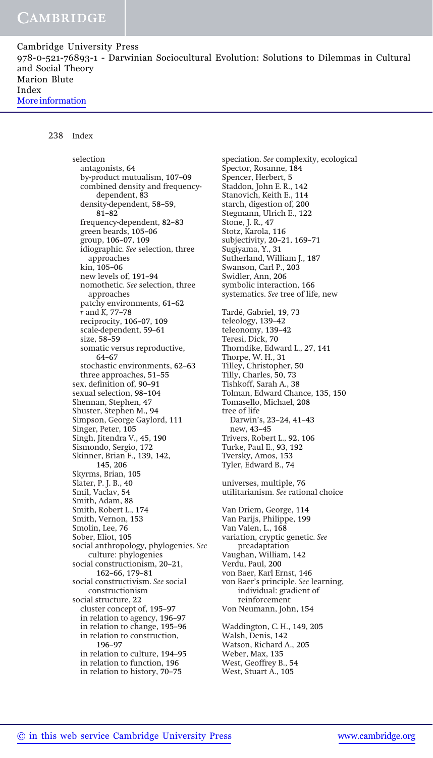selection
- antagonists, 64
- by-product mutualism, 107–09
- combined density and frequency-dependent, 83
- density-dependent, 58–59, 81–82
- frequency-dependent, 82–83
- green beards, 105–06
- group, 106–07, 109
- idiographic. *See* selection, three approaches
- kin, 105–06
- new levels of, 191–94
- nomothetic. *See* selection, three approaches
- patchy environments, 61–62
- *r* and *K*, 77–78
- reciprocity, 106–07, 109
- scale-dependent, 59–61
- size, 58–59
- somatic versus reproductive, 64–67
- stochastic environments, 62–63
- three approaches, 51–55

sex, definition of, 90–91
sexual selection, 98–104
Shennan, Stephen, 47
Shuster, Stephen M., 94
Simpson, George Gaylord, 111
Singer, Peter, 105
Singh, Jitendra V., 45, 190
Sismondo, Sergio, 172
Skinner, Brian F., 139, 142, 145, 206
Skyrms, Brian, 105
Slater, P. J. B., 40
Smil, Vaclav, 54
Smith, Adam, 88
Smith, Robert L., 174
Smith, Vernon, 153
Smolin, Lee, 76
Sober, Eliot, 105
social anthropology, phylogenies. *See* culture: phylogenies
social constructionism, 20–21, 162–66, 179–81
social constructivism. *See* social constructionism
social structure, 22
- cluster concept of, 195–97
- in relation to agency, 196–97
- in relation to change, 195–96
- in relation to construction, 196–97
- in relation to culture, 194–95
- in relation to function, 196
- in relation to history, 70–75

speciation. *See* complexity, ecological
Spector, Rosanne, 184
Spencer, Herbert, 5
Staddon, John E. R., 142
Stanovich, Keith E., 114
starch, digestion of, 200
Stegmann, Ulrich E., 122
Stone, J. R., 47
Stotz, Karola, 116
subjectivity, 20–21, 169–71
Sugiyama, Y., 31
Sutherland, William J., 187
Swanson, Carl P., 203
Swidler, Ann, 206
symbolic interaction, 166
systematics. *See* tree of life, new

Tardé, Gabriel, 19, 73
teleology, 139–42
teleonomy, 139–42
Teresi, Dick, 70
Thorndike, Edward L., 27, 141
Thorpe, W. H., 31
Tilley, Christopher, 50
Tilly, Charles, 50, 73
Tishkoff, Sarah A., 38
Tolman, Edward Chance, 135, 150
Tomasello, Michael, 208
tree of life
- Darwin's, 23–24, 41–43
- new, 43–45

Trivers, Robert L., 92, 106
Turke, Paul E., 93, 192
Tversky, Amos, 153
Tyler, Edward B., 74

universes, multiple, 76
utilitarianism. *See* rational choice

Van Driem, George, 114
Van Parijs, Philippe, 199
Van Valen, L., 168
variation, cryptic genetic. *See* preadaptation
Vaughan, William, 142
Verdu, Paul, 200
von Baer, Karl Ernst, 146
von Baer's principle. *See* learning, individual: gradient of reinforcement
Von Neumann, John, 154

Waddington, C. H., 149, 205
Walsh, Denis, 142
Watson, Richard A., 205
Weber, Max, 135
West, Geoffrey B., 54
West, Stuart A., 105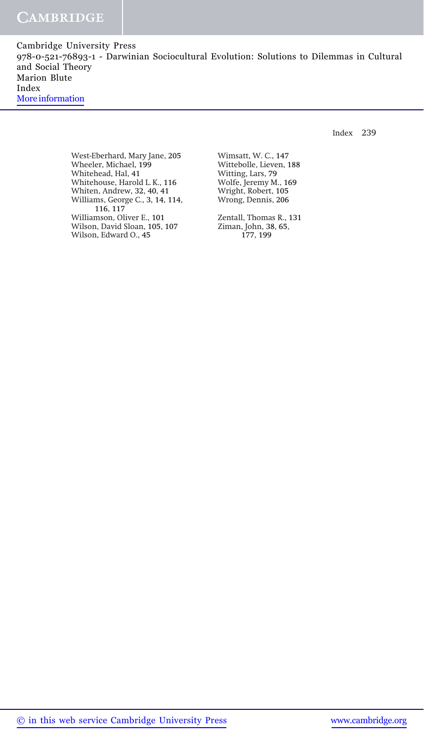West-Eberhard, Mary Jane, 205
Wheeler, Michael, 199
Whitehead, Hal, 41
Whitehouse, Harold L. K., 116
Whiten, Andrew, 32, 40, 41
Williams, George C., 3, 14, 114, 116, 117
Williamson, Oliver E., 101
Wilson, David Sloan, 105, 107
Wilson, Edward O., 45
Wimsatt, W. C., 147
Wittebolle, Lieven, 188
Witting, Lars, 79
Wolfe, Jeremy M., 169
Wright, Robert, 105
Wrong, Dennis, 206

Zentall, Thomas R., 131
Ziman, John, 38, 65, 177, 199